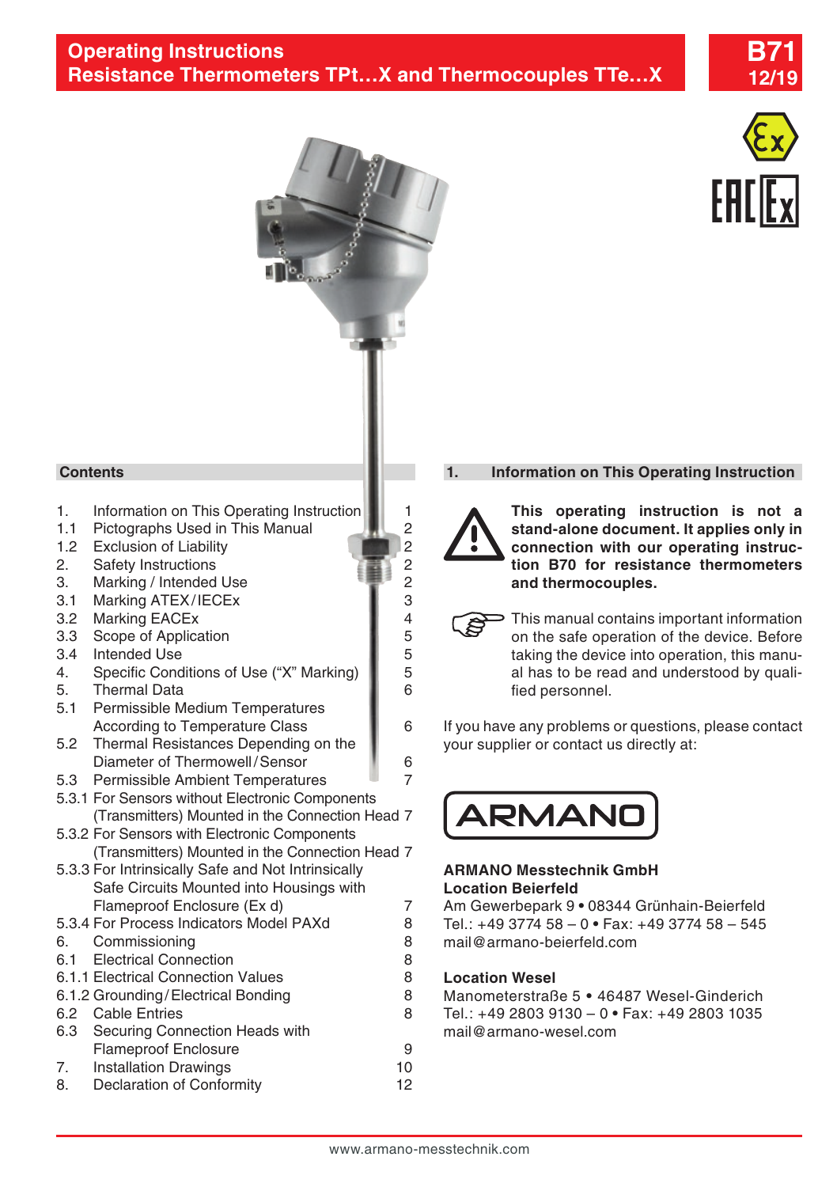# Operating Instructions
# Resistance Thermometers TPt…X and Thermocouples TTe…X

**B71**
**12/19**

## Contents

| | | |
|---|---|---|
| 1. | Information on This Operating Instruction | 1 |
| 1.1 | Pictographs Used in This Manual | 2 |
| 1.2 | Exclusion of Liability | 2 |
| 2. | Safety Instructions | 2 |
| 3. | Marking / Intended Use | 2 |
| 3.1 | Marking ATEX/IECEx | 3 |
| 3.2 | Marking EACEx | 4 |
| 3.3 | Scope of Application | 5 |
| 3.4 | Intended Use | 5 |
| 4. | Specific Conditions of Use ("X" Marking) | 5 |
| 5. | Thermal Data | 6 |
| 5.1 | Permissible Medium Temperatures According to Temperature Class | 6 |
| 5.2 | Thermal Resistances Depending on the Diameter of Thermowell/Sensor | 6 |
| 5.3 | Permissible Ambient Temperatures | 7 |
| 5.3.1 | For Sensors without Electronic Components (Transmitters) Mounted in the Connection Head | 7 |
| 5.3.2 | For Sensors with Electronic Components (Transmitters) Mounted in the Connection Head | 7 |
| 5.3.3 | For Intrinsically Safe and Not Intrinsically Safe Circuits Mounted into Housings with Flameproof Enclosure (Ex d) | 7 |
| 5.3.4 | For Process Indicators Model PAXd | 8 |
| 6. | Commissioning | 8 |
| 6.1 | Electrical Connection | 8 |
| 6.1.1 | Electrical Connection Values | 8 |
| 6.1.2 | Grounding/Electrical Bonding | 8 |
| 6.2 | Cable Entries | 8 |
| 6.3 | Securing Connection Heads with Flameproof Enclosure | 9 |
| 7. | Installation Drawings | 10 |
| 8. | Declaration of Conformity | 12 |

## 1. Information on This Operating Instruction

**This operating instruction is not a stand-alone document. It applies only in connection with our operating instruction B70 for resistance thermometers and thermocouples.**

This manual contains important information on the safe operation of the device. Before taking the device into operation, this manual has to be read and understood by qualified personnel.

If you have any problems or questions, please contact your supplier or contact us directly at:

ARMANO

**ARMANO Messtechnik GmbH**
**Location Beierfeld**
Am Gewerbepark 9 • 08344 Grünhain-Beierfeld
Tel.: +49 3774 58 – 0 • Fax: +49 3774 58 – 545
mail@armano-beierfeld.com

**Location Wesel**
Manometerstraße 5 • 46487 Wesel-Ginderich
Tel.: +49 2803 9130 – 0 • Fax: +49 2803 1035
mail@armano-wesel.com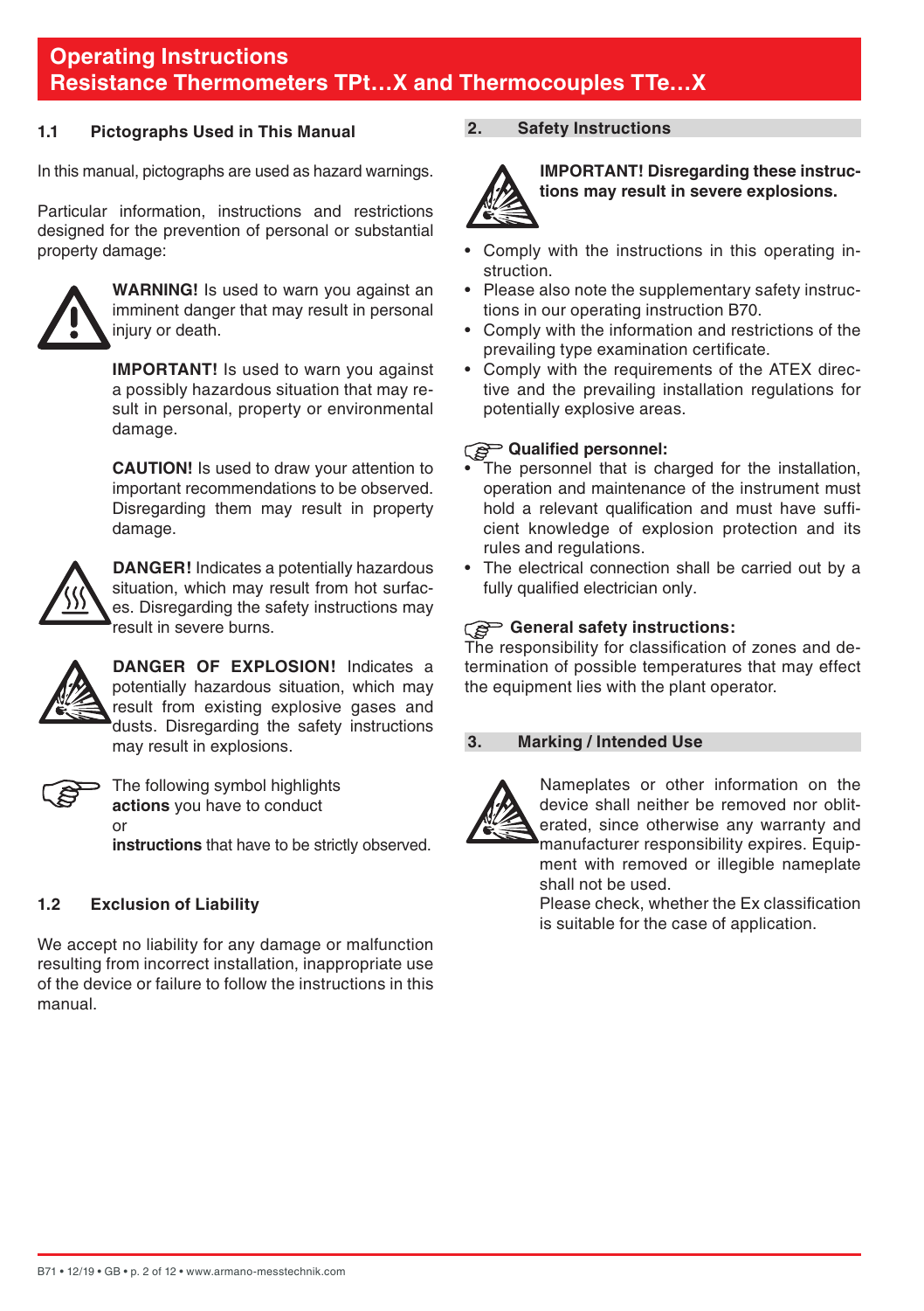## 1.1 Pictographs Used in This Manual

In this manual, pictographs are used as hazard warnings.

Particular information, instructions and restrictions designed for the prevention of personal or substantial property damage:

**WARNING!** Is used to warn you against an imminent danger that may result in personal injury or death.

**IMPORTANT!** Is used to warn you against a possibly hazardous situation that may result in personal, property or environmental damage.

**CAUTION!** Is used to draw your attention to important recommendations to be observed. Disregarding them may result in property damage.

**DANGER!** Indicates a potentially hazardous situation, which may result from hot surfaces. Disregarding the safety instructions may result in severe burns.

**DANGER OF EXPLOSION!** Indicates a potentially hazardous situation, which may result from existing explosive gases and dusts. Disregarding the safety instructions may result in explosions.

The following symbol highlights **actions** you have to conduct or **instructions** that have to be strictly observed.

## 1.2 Exclusion of Liability

We accept no liability for any damage or malfunction resulting from incorrect installation, inappropriate use of the device or failure to follow the instructions in this manual.

## 2. Safety Instructions

**IMPORTANT! Disregarding these instructions may result in severe explosions.**

- Comply with the instructions in this operating instruction.
- Please also note the supplementary safety instructions in our operating instruction B70.
- Comply with the information and restrictions of the prevailing type examination certificate.
- Comply with the requirements of the ATEX directive and the prevailing installation regulations for potentially explosive areas.

**Qualified personnel:**

- The personnel that is charged for the installation, operation and maintenance of the instrument must hold a relevant qualification and must have sufficient knowledge of explosion protection and its rules and regulations.
- The electrical connection shall be carried out by a fully qualified electrician only.

**General safety instructions:**

The responsibility for classification of zones and determination of possible temperatures that may effect the equipment lies with the plant operator.

## 3. Marking / Intended Use

Nameplates or other information on the device shall neither be removed nor obliterated, since otherwise any warranty and manufacturer responsibility expires. Equipment with removed or illegible nameplate shall not be used.

Please check, whether the Ex classification is suitable for the case of application.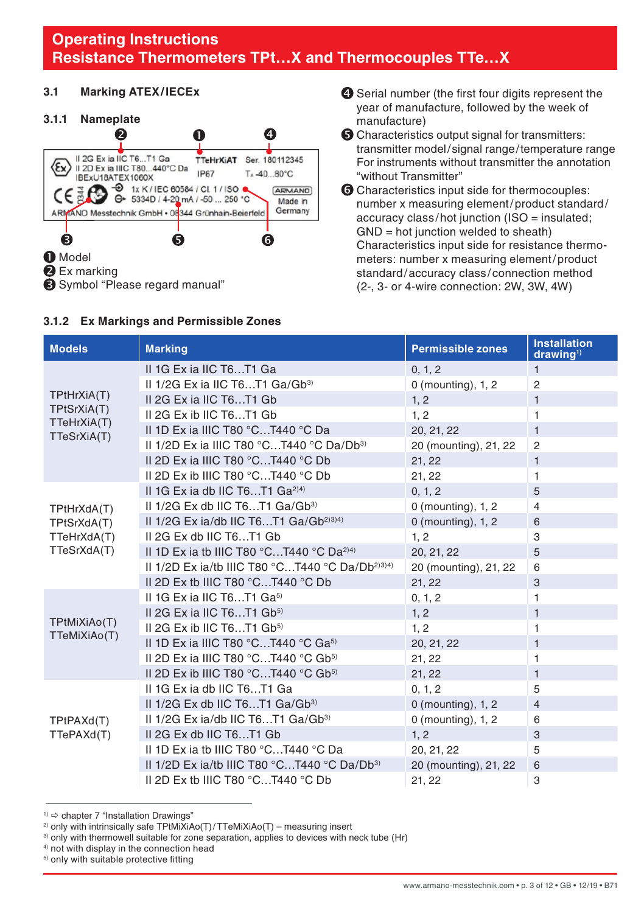## 3.1 Marking ATEX/IECEx

### 3.1.1 Nameplate

II 2G Ex ia IIC T6...T1 Ga
II 2D Ex ia IIIC T80...440°C Da
IBExU18ATEX1060X
TTeHrXiAT
IP67
Ser. 180112345
$T_A$ -40...80°C
0344
1x K / IEC 60584 / Cl. 1 / ISO
5334D / 4-20 mA / -50 ... 250 °C
ARMANO
Made in Germany
ARMANO Messtechnik GmbH • 08344 Grünhain-Beierfeld

❶ Model
❷ Ex marking
❸ Symbol "Please regard manual"
❹ Serial number (the first four digits represent the year of manufacture, followed by the week of manufacture)
❺ Characteristics output signal for transmitters: transmitter model/signal range/temperature range
For instruments without transmitter the annotation "without Transmitter"
❻ Characteristics input side for thermocouples: number x measuring element/product standard/accuracy class/hot junction (ISO = insulated; GND = hot junction welded to sheath)
Characteristics input side for resistance thermometers: number x measuring element/product standard/accuracy class/connection method (2-, 3- or 4-wire connection: 2W, 3W, 4W)

### 3.1.2 Ex Markings and Permissible Zones

| Models | Marking | Permissible zones | Installation drawing[1] |
|---|---|---|---|
| TPtHrXiA(T) TPtSrXiA(T) TTeHrXiA(T) TTeSrXiA(T) | II 1G Ex ia IIC T6…T1 Ga | 0, 1, 2 | 1 |
| | II 1/2G Ex ia IIC T6…T1 Ga/Gb[3] | 0 (mounting), 1, 2 | 2 |
| | II 2G Ex ia IIC T6…T1 Gb | 1, 2 | 1 |
| | II 2G Ex ib IIC T6…T1 Gb | 1, 2 | 1 |
| | II 1D Ex ia IIIC T80 °C…T440 °C Da | 20, 21, 22 | 1 |
| | II 1/2D Ex ia IIIC T80 °C…T440 °C Da/Db[3] | 20 (mounting), 21, 22 | 2 |
| | II 2D Ex ia IIIC T80 °C…T440 °C Db | 21, 22 | 1 |
| | II 2D Ex ib IIIC T80 °C…T440 °C Db | 21, 22 | 1 |
| TPtHrXdA(T) TPtSrXdA(T) TTeHrXdA(T) TTeSrXdA(T) | II 1G Ex ia db IIC T6…T1 Ga[2)4)] | 0, 1, 2 | 5 |
| | II 1/2G Ex db IIC T6…T1 Ga/Gb[3] | 0 (mounting), 1, 2 | 4 |
| | II 1/2G Ex ia/db IIC T6…T1 Ga/Gb[2)3)4)] | 0 (mounting), 1, 2 | 6 |
| | II 2G Ex db IIC T6…T1 Gb | 1, 2 | 3 |
| | II 1D Ex ia tb IIIC T80 °C…T440 °C Da[2)4)] | 20, 21, 22 | 5 |
| | II 1/2D Ex ia/tb IIIC T80 °C…T440 °C Da/Db[2)3)4)] | 20 (mounting), 21, 22 | 6 |
| | II 2D Ex tb IIIC T80 °C…T440 °C Db | 21, 22 | 3 |
| TPtMiXiAo(T) TTeMiXiAo(T) | II 1G Ex ia IIC T6…T1 Ga[5] | 0, 1, 2 | 1 |
| | II 2G Ex ia IIC T6…T1 Gb[5] | 1, 2 | 1 |
| | II 2G Ex ib IIC T6…T1 Gb[5] | 1, 2 | 1 |
| | II 1D Ex ia IIIC T80 °C…T440 °C Ga[5] | 20, 21, 22 | 1 |
| | II 2D Ex ia IIIC T80 °C…T440 °C Gb[5] | 21, 22 | 1 |
| | II 2D Ex ib IIIC T80 °C…T440 °C Gb[5] | 21, 22 | 1 |
| TPtPAXd(T) TTePAXd(T) | II 1G Ex ia db IIC T6…T1 Ga | 0, 1, 2 | 5 |
| | II 1/2G Ex db IIC T6…T1 Ga/Gb[3] | 0 (mounting), 1, 2 | 4 |
| | II 1/2G Ex ia/db IIC T6…T1 Ga/Gb[3] | 0 (mounting), 1, 2 | 6 |
| | II 2G Ex db IIC T6…T1 Gb | 1, 2 | 3 |
| | II 1D Ex ia tb IIIC T80 °C…T440 °C Da | 20, 21, 22 | 5 |
| | II 1/2D Ex ia/tb IIIC T80 °C…T440 °C Da/Db[3] | 20 (mounting), 21, 22 | 6 |
| | II 2D Ex tb IIIC T80 °C…T440 °C Db | 21, 22 | 3 |

[1] ⇨ chapter 7 "Installation Drawings"
[2] only with intrinsically safe TPtMiXiAo(T)/TTeMiXiAo(T) – measuring insert
[3] only with thermowell suitable for zone separation, applies to devices with neck tube (Hr)
[4] not with display in the connection head
[5] only with suitable protective fitting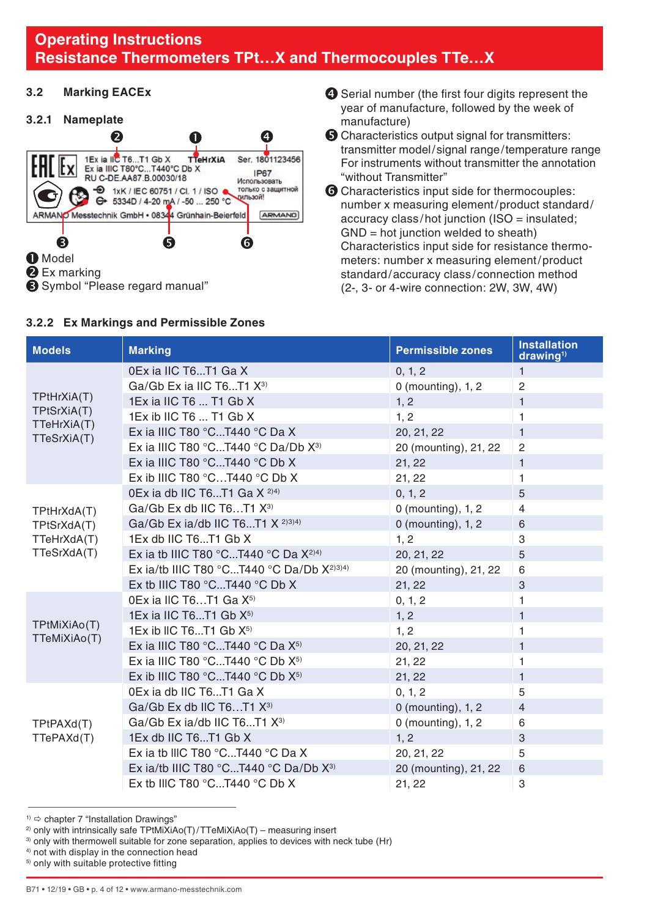Operating Instructions
Resistance Thermometers TPt…X and Thermocouples TTe…X

### 3.2 Marking EACEx

#### 3.2.1 Nameplate

1 Model
2 Ex marking
3 Symbol "Please regard manual"
4 Serial number (the first four digits represent the year of manufacture, followed by the week of manufacture)
5 Characteristics output signal for transmitters: transmitter model/signal range/temperature range For instruments without transmitter the annotation "without Transmitter"
6 Characteristics input side for thermocouples: number x measuring element/product standard/accuracy class/hot junction (ISO = insulated; GND = hot junction welded to sheath) Characteristics input side for resistance thermometers: number x measuring element/product standard/accuracy class/connection method (2-, 3- or 4-wire connection: 2W, 3W, 4W)

#### 3.2.2 Ex Markings and Permissible Zones

| Models | Marking | Permissible zones | Installation drawing[1] |
|---|---|---|---|
| TPtHrXiA(T) TPtSrXiA(T) TTeHrXiA(T) TTeSrXiA(T) | 0Ex ia IIC T6...T1 Ga X | 0, 1, 2 | 1 |
| | Ga/Gb Ex ia IIC T6...T1 X[3] | 0 (mounting), 1, 2 | 2 |
| | 1Ex ia IIC T6 ... T1 Gb X | 1, 2 | 1 |
| | 1Ex ib IIC T6 ... T1 Gb X | 1, 2 | 1 |
| | Ex ia IIIC T80 °C...T440 °C Da X | 20, 21, 22 | 1 |
| | Ex ia IIIC T80 °C...T440 °C Da/Db X[3] | 20 (mounting), 21, 22 | 2 |
| | Ex ia IIIC T80 °C...T440 °C Db X | 21, 22 | 1 |
| | Ex ib IIIC T80 °C...T440 °C Db X | 21, 22 | 1 |
| TPtHrXdA(T) TPtSrXdA(T) TTeHrXdA(T) TTeSrXdA(T) | 0Ex ia db IIC T6...T1 Ga X [2,4] | 0, 1, 2 | 5 |
| | Ga/Gb Ex db IIC T6...T1 X[3] | 0 (mounting), 1, 2 | 4 |
| | Ga/Gb Ex ia/db IIC T6...T1 X [2,3,4] | 0 (mounting), 1, 2 | 6 |
| | 1Ex db IIC T6...T1 Gb X | 1, 2 | 3 |
| | Ex ia tb IIIC T80 °C...T440 °C Da X[2,4] | 20, 21, 22 | 5 |
| | Ex ia/tb IIIC T80 °C...T440 °C Da/Db X[2,3,4] | 20 (mounting), 21, 22 | 6 |
| | Ex tb IIIC T80 °C...T440 °C Db X | 21, 22 | 3 |
| TPtMiXiAo(T) TTeMiXiAo(T) | 0Ex ia IIC T6...T1 Ga X[5] | 0, 1, 2 | 1 |
| | 1Ex ia IIC T6...T1 Gb X[5] | 1, 2 | 1 |
| | 1Ex ib IIC T6...T1 Gb X[5] | 1, 2 | 1 |
| | Ex ia IIIC T80 °C...T440 °C Da X[5] | 20, 21, 22 | 1 |
| | Ex ia IIIC T80 °C...T440 °C Db X[5] | 21, 22 | 1 |
| | Ex ib IIIC T80 °C...T440 °C Db X[5] | 21, 22 | 1 |
| TPtPAXd(T) TTePAXd(T) | 0Ex ia db IIC T6...T1 Ga X | 0, 1, 2 | 5 |
| | Ga/Gb Ex db IIC T6...T1 X[3] | 0 (mounting), 1, 2 | 4 |
| | Ga/Gb Ex ia/db IIC T6...T1 X[3] | 0 (mounting), 1, 2 | 6 |
| | 1Ex db IIC T6...T1 Gb X | 1, 2 | 3 |
| | Ex ia tb IIIC T80 °C...T440 °C Da X | 20, 21, 22 | 5 |
| | Ex ia/tb IIIC T80 °C...T440 °C Da/Db X[3] | 20 (mounting), 21, 22 | 6 |
| | Ex tb IIIC T80 °C...T440 °C Db X | 21, 22 | 3 |

[1] ⇨ chapter 7 "Installation Drawings"
[2] only with intrinsically safe TPtMiXiAo(T)/TTeMiXiAo(T) – measuring insert
[3] only with thermowell suitable for zone separation, applies to devices with neck tube (Hr)
[4] not with display in the connection head
[5] only with suitable protective fitting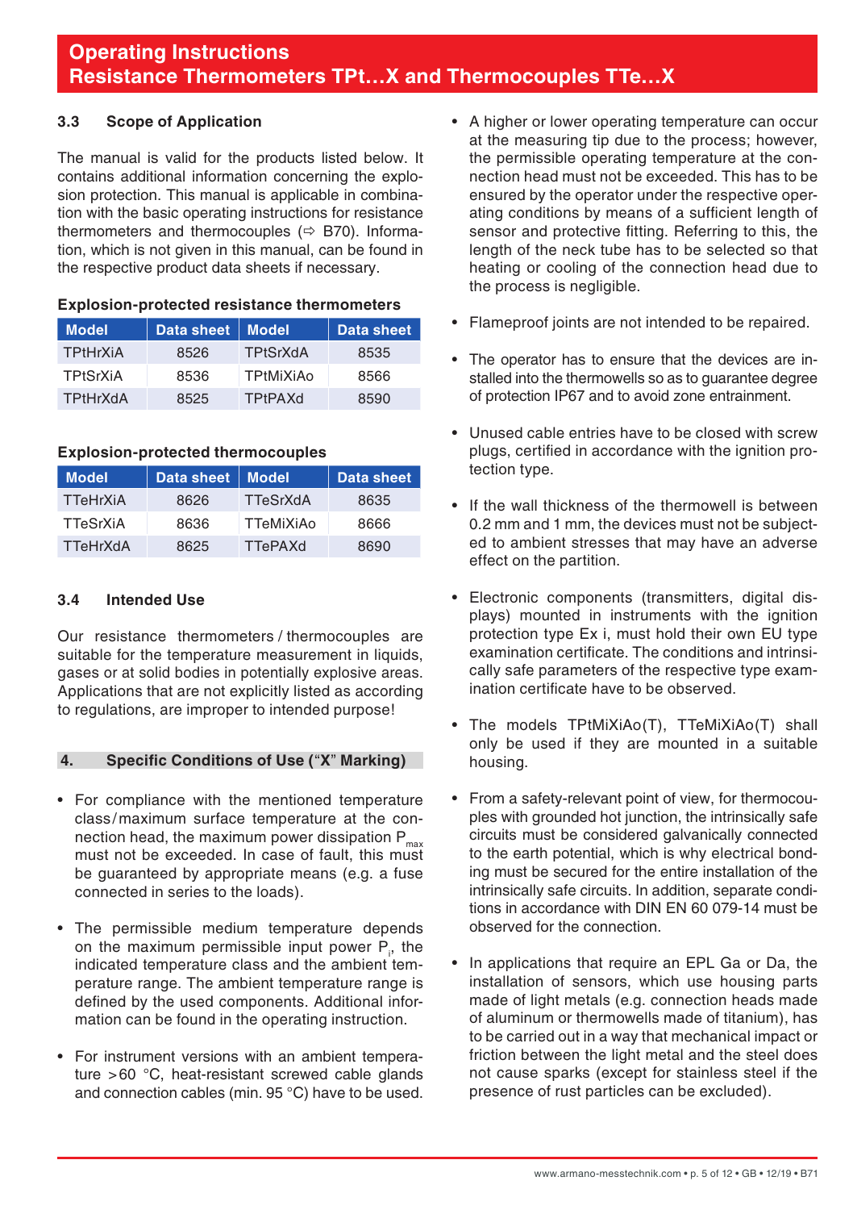### 3.3 Scope of Application

The manual is valid for the products listed below. It contains additional information concerning the explosion protection. This manual is applicable in combination with the basic operating instructions for resistance thermometers and thermocouples (⇨ B70). Information, which is not given in this manual, can be found in the respective product data sheets if necessary.

**Explosion-protected resistance thermometers**

| Model | Data sheet | Model | Data sheet |
|---|---|---|---|
| TPtHrXiA | 8526 | TPtSrXdA | 8535 |
| TPtSrXiA | 8536 | TPtMiXiAo | 8566 |
| TPtHrXdA | 8525 | TPtPAXd | 8590 |

**Explosion-protected thermocouples**

| Model | Data sheet | Model | Data sheet |
|---|---|---|---|
| TTeHrXiA | 8626 | TTeSrXdA | 8635 |
| TTeSrXiA | 8636 | TTeMiXiAo | 8666 |
| TTeHrXdA | 8625 | TTePAXd | 8690 |

### 3.4 Intended Use

Our resistance thermometers / thermocouples are suitable for the temperature measurement in liquids, gases or at solid bodies in potentially explosive areas. Applications that are not explicitly listed as according to regulations, are improper to intended purpose!

## 4. Specific Conditions of Use (“X” Marking)

- For compliance with the mentioned temperature class/maximum surface temperature at the connection head, the maximum power dissipation $P_{max}$ must not be exceeded. In case of fault, this must be guaranteed by appropriate means (e.g. a fuse connected in series to the loads).
- The permissible medium temperature depends on the maximum permissible input power $P_i$, the indicated temperature class and the ambient temperature range. The ambient temperature range is defined by the used components. Additional information can be found in the operating instruction.
- For instrument versions with an ambient temperature >60 °C, heat-resistant screwed cable glands and connection cables (min. 95 °C) have to be used.
- A higher or lower operating temperature can occur at the measuring tip due to the process; however, the permissible operating temperature at the connection head must not be exceeded. This has to be ensured by the operator under the respective operating conditions by means of a sufficient length of sensor and protective fitting. Referring to this, the length of the neck tube has to be selected so that heating or cooling of the connection head due to the process is negligible.
- Flameproof joints are not intended to be repaired.
- The operator has to ensure that the devices are installed into the thermowells so as to guarantee degree of protection IP67 and to avoid zone entrainment.
- Unused cable entries have to be closed with screw plugs, certified in accordance with the ignition protection type.
- If the wall thickness of the thermowell is between 0.2 mm and 1 mm, the devices must not be subjected to ambient stresses that may have an adverse effect on the partition.
- Electronic components (transmitters, digital displays) mounted in instruments with the ignition protection type Ex i, must hold their own EU type examination certificate. The conditions and intrinsically safe parameters of the respective type examination certificate have to be observed.
- The models TPtMiXiAo(T), TTeMiXiAo(T) shall only be used if they are mounted in a suitable housing.
- From a safety-relevant point of view, for thermocouples with grounded hot junction, the intrinsically safe circuits must be considered galvanically connected to the earth potential, which is why electrical bonding must be secured for the entire installation of the intrinsically safe circuits. In addition, separate conditions in accordance with DIN EN 60 079-14 must be observed for the connection.
- In applications that require an EPL Ga or Da, the installation of sensors, which use housing parts made of light metals (e.g. connection heads made of aluminum or thermowells made of titanium), has to be carried out in a way that mechanical impact or friction between the light metal and the steel does not cause sparks (except for stainless steel if the presence of rust particles can be excluded).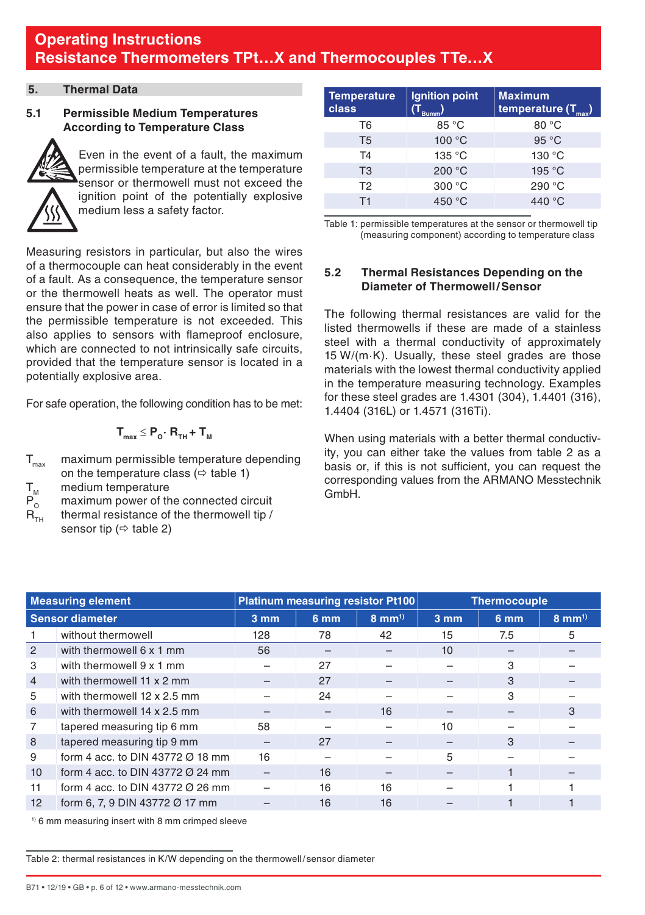# Operating Instructions
# Resistance Thermometers TPt…X and Thermocouples TTe…X

## 5. Thermal Data

### 5.1 Permissible Medium Temperatures According to Temperature Class

Even in the event of a fault, the maximum permissible temperature at the temperature sensor or thermowell must not exceed the ignition point of the potentially explosive medium less a safety factor.

Measuring resistors in particular, but also the wires of a thermocouple can heat considerably in the event of a fault. As a consequence, the temperature sensor or the thermowell heats as well. The operator must ensure that the power in case of error is limited so that the permissible temperature is not exceeded. This also applies to sensors with flameproof enclosure, which are connected to not intrinsically safe circuits, provided that the temperature sensor is located in a potentially explosive area.

For safe operation, the following condition has to be met:

$$T_{max} \leq P_O \cdot R_{TH} + T_M$$

- $T_{max}$ maximum permissible temperature depending on the temperature class (⇨ table 1)
- $T_M$ medium temperature
- $P_O$ maximum power of the connected circuit
- $R_{TH}$ thermal resistance of the thermowell tip / sensor tip (⇨ table 2)

| Temperature class | Ignition point ($T_{Bumm}$) | Maximum temperature ($T_{max}$) |
|---|---|---|
| T6 | 85 °C | 80 °C |
| T5 | 100 °C | 95 °C |
| T4 | 135 °C | 130 °C |
| T3 | 200 °C | 195 °C |
| T2 | 300 °C | 290 °C |
| T1 | 450 °C | 440 °C |

Table 1: permissible temperatures at the sensor or thermowell tip (measuring component) according to temperature class

### 5.2 Thermal Resistances Depending on the Diameter of Thermowell/Sensor

The following thermal resistances are valid for the listed thermowells if these are made of a stainless steel with a thermal conductivity of approximately 15 W/(m·K). Usually, these steel grades are those materials with the lowest thermal conductivity applied in the temperature measuring technology. Examples for these steel grades are 1.4301 (304), 1.4401 (316), 1.4404 (316L) or 1.4571 (316Ti).

When using materials with a better thermal conductivity, you can either take the values from table 2 as a basis or, if this is not sufficient, you can request the corresponding values from the ARMANO Messtechnik GmbH.

| Measuring element | | Platinum measuring resistor Pt100 | | | Thermocouple | | |
|---|---|---|---|---|---|---|---|
| Sensor diameter | | 3 mm | 6 mm | 8 mm[1)] | 3 mm | 6 mm | 8 mm[1)] |
| 1 | without thermowell | 128 | 78 | 42 | 15 | 7.5 | 5 |
| 2 | with thermowell 6 x 1 mm | 56 | – | – | 10 | – | – |
| 3 | with thermowell 9 x 1 mm | – | 27 | – | – | 3 | – |
| 4 | with thermowell 11 x 2 mm | – | 27 | – | – | 3 | – |
| 5 | with thermowell 12 x 2.5 mm | – | 24 | – | – | 3 | – |
| 6 | with thermowell 14 x 2.5 mm | – | – | 16 | – | – | 3 |
| 7 | tapered measuring tip 6 mm | 58 | – | – | 10 | – | – |
| 8 | tapered measuring tip 9 mm | – | 27 | – | – | 3 | – |
| 9 | form 4 acc. to DIN 43772 Ø 18 mm | 16 | – | – | 5 | – | – |
| 10 | form 4 acc. to DIN 43772 Ø 24 mm | – | 16 | – | – | 1 | – |
| 11 | form 4 acc. to DIN 43772 Ø 26 mm | – | 16 | 16 | – | 1 | 1 |
| 12 | form 6, 7, 9 DIN 43772 Ø 17 mm | – | 16 | 16 | – | 1 | 1 |

[1)] 6 mm measuring insert with 8 mm crimped sleeve

Table 2: thermal resistances in K/W depending on the thermowell/sensor diameter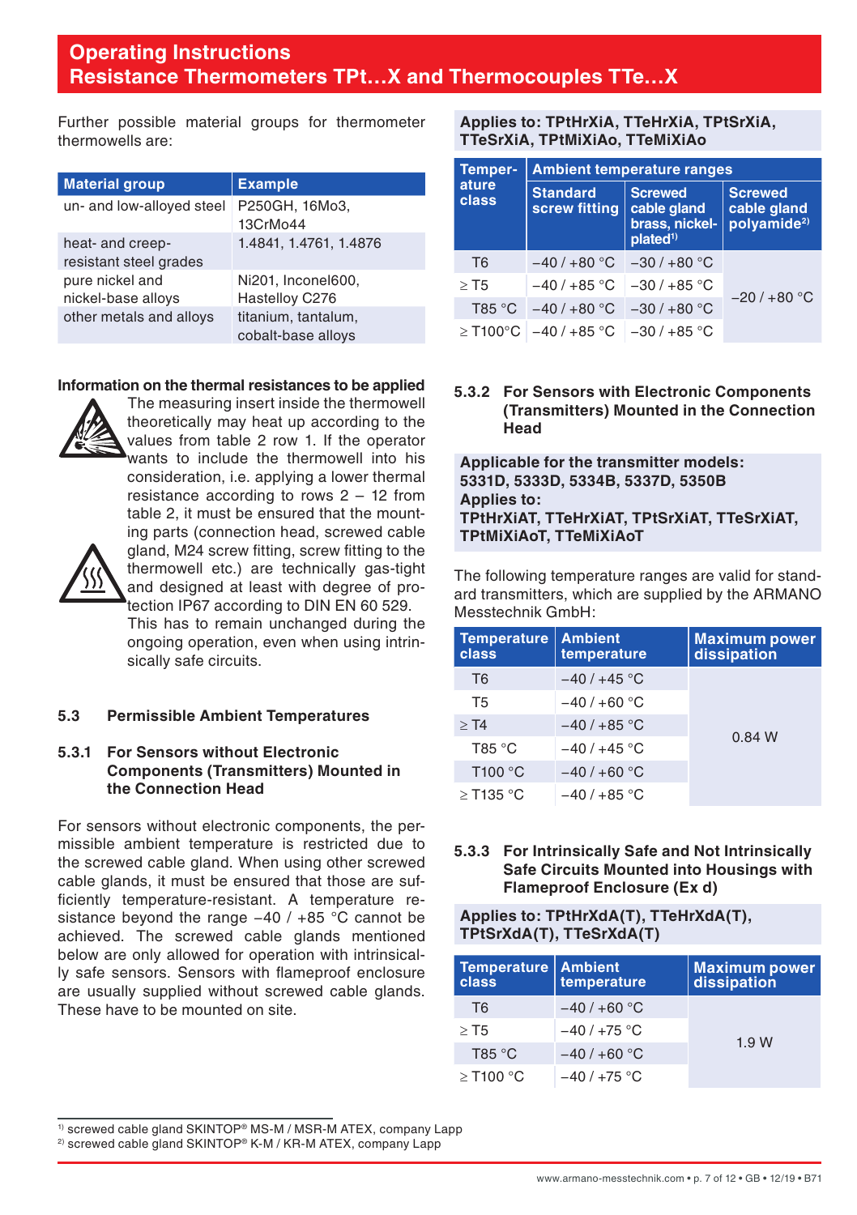# Operating Instructions
# Resistance Thermometers TPt…X and Thermocouples TTe…X

Further possible material groups for thermometer thermowells are:

| Material group | Example |
|---|---|
| un- and low-alloyed steel | P250GH, 16Mo3, 13CrMo44 |
| heat- and creep-resistant steel grades | 1.4841, 1.4761, 1.4876 |
| pure nickel and nickel-base alloys | Ni201, Inconel600, Hastelloy C276 |
| other metals and alloys | titanium, tantalum, cobalt-base alloys |

**Information on the thermal resistances to be applied**

The measuring insert inside the thermowell theoretically may heat up according to the values from table 2 row 1. If the operator wants to include the thermowell into his consideration, i.e. applying a lower thermal resistance according to rows 2 – 12 from table 2, it must be ensured that the mounting parts (connection head, screwed cable gland, M24 screw fitting, screw fitting to the thermowell etc.) are technically gas-tight and designed at least with degree of protection IP67 according to DIN EN 60 529. This has to remain unchanged during the ongoing operation, even when using intrinsically safe circuits.

## 5.3 Permissible Ambient Temperatures

### 5.3.1 For Sensors without Electronic Components (Transmitters) Mounted in the Connection Head

For sensors without electronic components, the permissible ambient temperature is restricted due to the screwed cable gland. When using other screwed cable glands, it must be ensured that those are sufficiently temperature-resistant. A temperature resistance beyond the range −40 / +85 °C cannot be achieved. The screwed cable glands mentioned below are only allowed for operation with intrinsically safe sensors. Sensors with flameproof enclosure are usually supplied without screwed cable glands. These have to be mounted on site.

**Applies to: TPtHrXiA, TTeHrXiA, TPtSrXiA, TTeSrXiA, TPtMiXiAo, TTeMiXiAo**

| Temperature class | Ambient temperature ranges | | |
|---|---|---|---|
| | Standard screw fitting | Screwed cable gland brass, nickel-plated[1] | Screwed cable gland polyamide[2] |
| T6 | −40 / +80 °C | −30 / +80 °C | −20 / +80 °C |
| ≥ T5 | −40 / +85 °C | −30 / +85 °C | |
| T85 °C | −40 / +80 °C | −30 / +80 °C | |
| ≥ T100°C | −40 / +85 °C | −30 / +85 °C | |

### 5.3.2 For Sensors with Electronic Components (Transmitters) Mounted in the Connection Head

**Applicable for the transmitter models: 5331D, 5333D, 5334B, 5337D, 5350B**
**Applies to: TPtHrXiAT, TTeHrXiAT, TPtSrXiAT, TTeSrXiAT, TPtMiXiAoT, TTeMiXiAoT**

The following temperature ranges are valid for standard transmitters, which are supplied by the ARMANO Messtechnik GmbH:

| Temperature class | Ambient temperature | Maximum power dissipation |
|---|---|---|
| T6 | −40 / +45 °C | 0.84 W |
| T5 | −40 / +60 °C | |
| ≥ T4 | −40 / +85 °C | |
| T85 °C | −40 / +45 °C | |
| T100 °C | −40 / +60 °C | |
| ≥ T135 °C | −40 / +85 °C | |

### 5.3.3 For Intrinsically Safe and Not Intrinsically Safe Circuits Mounted into Housings with Flameproof Enclosure (Ex d)

**Applies to: TPtHrXdA(T), TTeHrXdA(T), TPtSrXdA(T), TTeSrXdA(T)**

| Temperature class | Ambient temperature | Maximum power dissipation |
|---|---|---|
| T6 | −40 / +60 °C | 1.9 W |
| ≥ T5 | −40 / +75 °C | |
| T85 °C | −40 / +60 °C | |
| ≥ T100 °C | −40 / +75 °C | |

[1] screwed cable gland SKINTOP® MS-M / MSR-M ATEX, company Lapp
[2] screwed cable gland SKINTOP® K-M / KR-M ATEX, company Lapp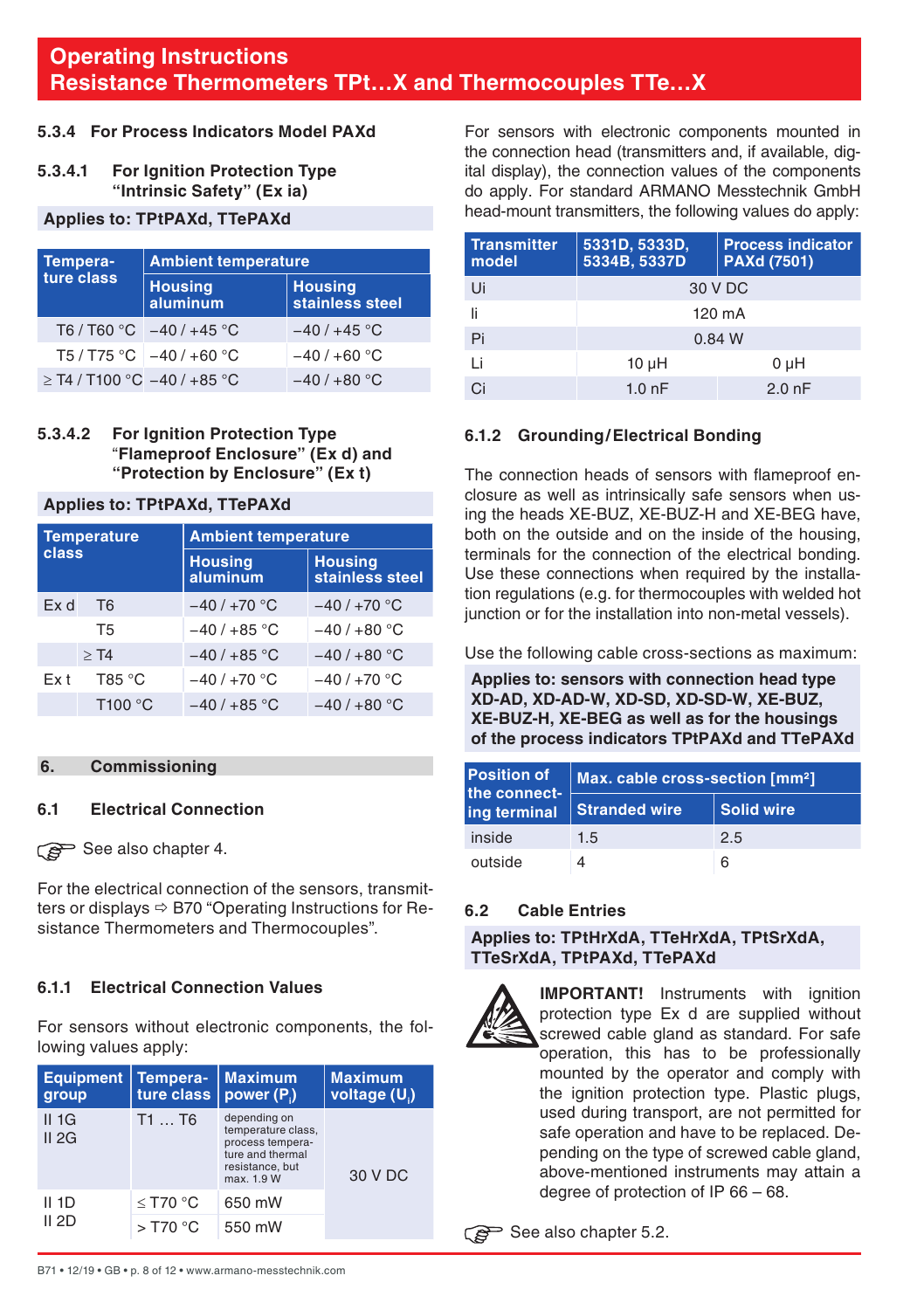#### 5.3.4 For Process Indicators Model PAXd

##### 5.3.4.1 For Ignition Protection Type "Intrinsic Safety" (Ex ia)

**Applies to: TPtPAXd, TTePAXd**

| Tempera-ture class | Ambient temperature | |
|---|---|---|
| | Housing aluminum | Housing stainless steel |
| T6 / T60 °C | –40 / +45 °C | –40 / +45 °C |
| T5 / T75 °C | –40 / +60 °C | –40 / +60 °C |
| ≥ T4 / T100 °C | –40 / +85 °C | –40 / +80 °C |

##### 5.3.4.2 For Ignition Protection Type "Flameproof Enclosure" (Ex d) and "Protection by Enclosure" (Ex t)

**Applies to: TPtPAXd, TTePAXd**

| Temperature class | | Ambient temperature | |
|---|---|---|---|
| | | Housing aluminum | Housing stainless steel |
| Ex d | T6 | –40 / +70 °C | –40 / +70 °C |
| | T5 | –40 / +85 °C | –40 / +80 °C |
| | ≥ T4 | –40 / +85 °C | –40 / +80 °C |
| Ex t | T85 °C | –40 / +70 °C | –40 / +70 °C |
| | T100 °C | –40 / +85 °C | –40 / +80 °C |

## 6. Commissioning

### 6.1 Electrical Connection

☞ See also chapter 4.

For the electrical connection of the sensors, transmitters or displays ⇨ B70 "Operating Instructions for Resistance Thermometers and Thermocouples".

#### 6.1.1 Electrical Connection Values

For sensors without electronic components, the following values apply:

| Equipment group | Tempera-ture class | Maximum power ($P_i$) | Maximum voltage ($U_i$) |
|---|---|---|---|
| II 1G<br>II 2G | T1 … T6 | depending on temperature class, process temperature and thermal resistance, but max. 1.9 W | 30 V DC |
| II 1D<br>II 2D | ≤ T70 °C | 650 mW | |
| | > T70 °C | 550 mW | |

For sensors with electronic components mounted in the connection head (transmitters and, if available, digital display), the connection values of the components do apply. For standard ARMANO Messtechnik GmbH head-mount transmitters, the following values do apply:

| Transmitter model | 5331D, 5333D, 5334B, 5337D | Process indicator PAXd (7501) |
|---|---|---|
| Ui | 30 V DC | |
| Ii | 120 mA | |
| Pi | 0.84 W | |
| Li | 10 µH | 0 µH |
| Ci | 1.0 nF | 2.0 nF |

#### 6.1.2 Grounding/Electrical Bonding

The connection heads of sensors with flameproof enclosure as well as intrinsically safe sensors when using the heads XE-BUZ, XE-BUZ-H and XE-BEG have, both on the outside and on the inside of the housing, terminals for the connection of the electrical bonding. Use these connections when required by the installation regulations (e.g. for thermocouples with welded hot junction or for the installation into non-metal vessels).

Use the following cable cross-sections as maximum:

**Applies to: sensors with connection head type XD-AD, XD-AD-W, XD-SD, XD-SD-W, XE-BUZ, XE-BUZ-H, XE-BEG as well as for the housings of the process indicators TPtPAXd and TTePAXd**

| Position of the connecting terminal | Max. cable cross-section [mm²] | |
|---|---|---|
| | Stranded wire | Solid wire |
| inside | 1.5 | 2.5 |
| outside | 4 | 6 |

### 6.2 Cable Entries

**Applies to: TPtHrXdA, TTeHrXdA, TPtSrXdA, TTeSrXdA, TPtPAXd, TTePAXd**

**IMPORTANT!** Instruments with ignition protection type Ex d are supplied without screwed cable gland as standard. For safe operation, this has to be professionally mounted by the operator and comply with the ignition protection type. Plastic plugs, used during transport, are not permitted for safe operation and have to be replaced. Depending on the type of screwed cable gland, above-mentioned instruments may attain a degree of protection of IP 66 – 68.

☞ See also chapter 5.2.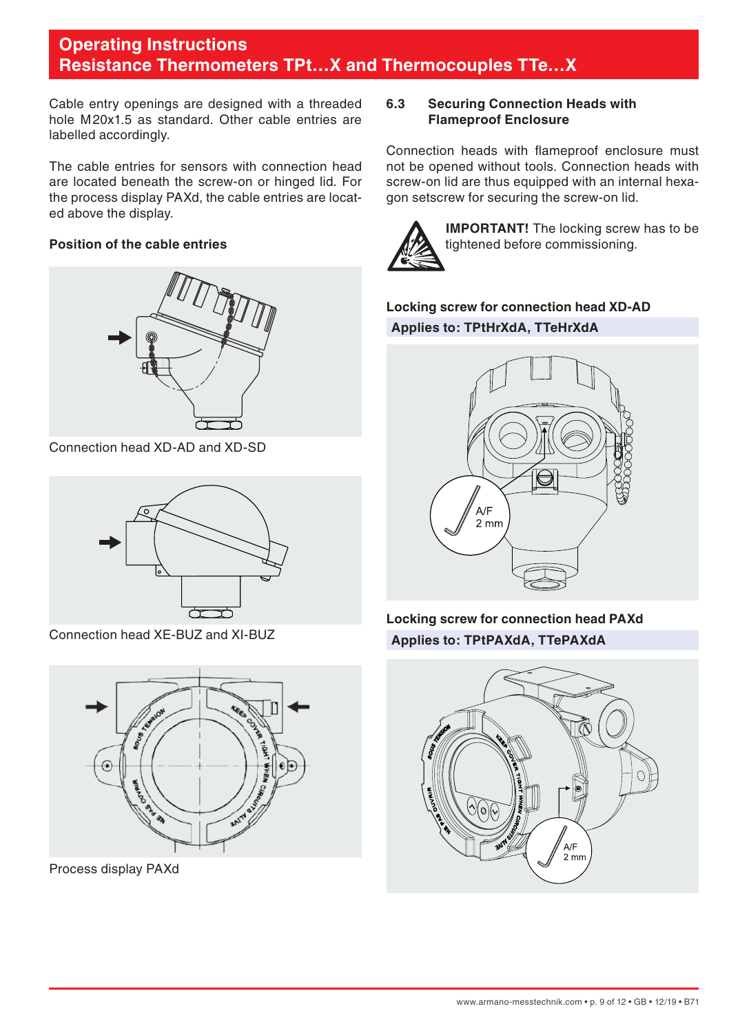Cable entry openings are designed with a threaded hole M20x1.5 as standard. Other cable entries are labelled accordingly.

The cable entries for sensors with connection head are located beneath the screw-on or hinged lid. For the process display PAXd, the cable entries are located above the display.

**Position of the cable entries**

Connection head XD-AD and XD-SD

Connection head XE-BUZ and XI-BUZ

Process display PAXd

### 6.3 Securing Connection Heads with Flameproof Enclosure

Connection heads with flameproof enclosure must not be opened without tools. Connection heads with screw-on lid are thus equipped with an internal hexagon setscrew for securing the screw-on lid.

**IMPORTANT!** The locking screw has to be tightened before commissioning.

**Locking screw for connection head XD-AD**

**Applies to: TPtHrXdA, TTeHrXdA**

**Locking screw for connection head PAXd**

**Applies to: TPtPAXdA, TTePAXdA**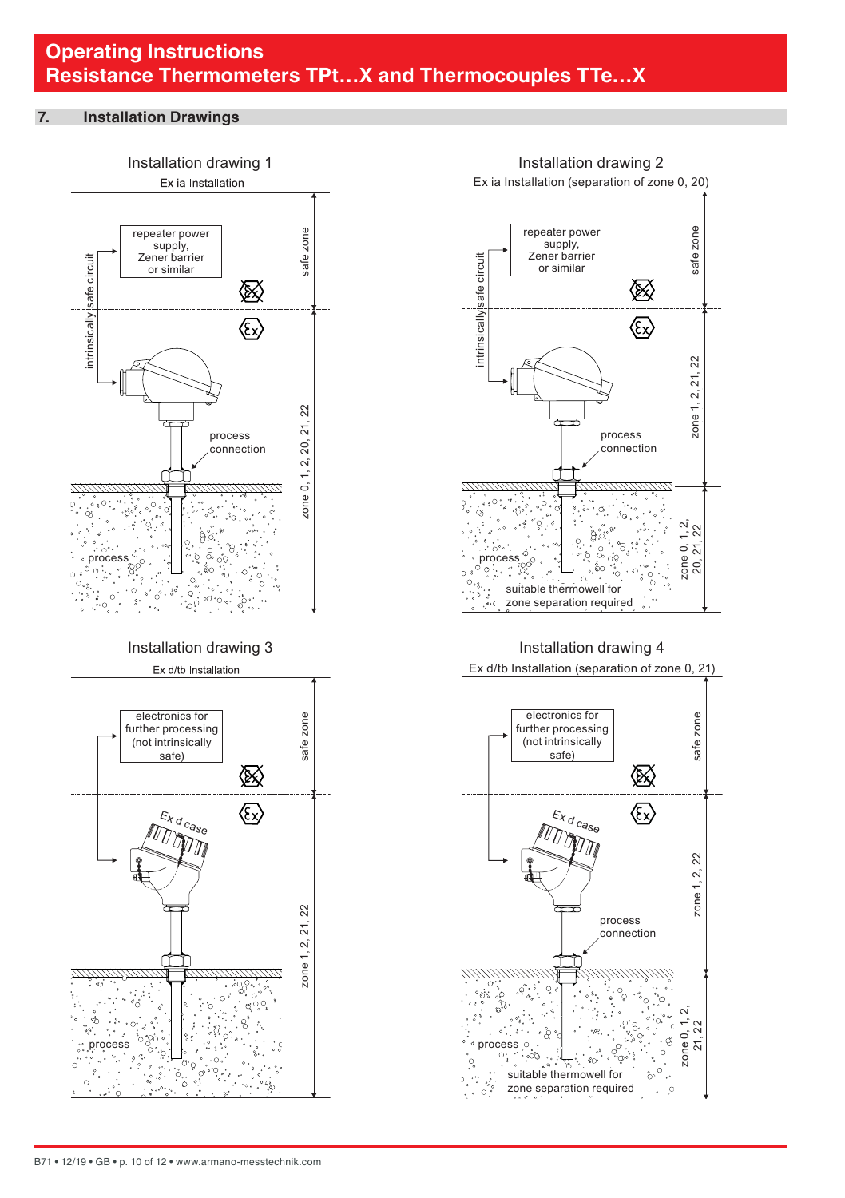## 7. Installation Drawings

### Installation drawing 1

Ex ia Installation

repeater power supply, Zener barrier or similar

intrinsically safe circuit

safe zone

process connection

process

zone 0, 1, 2, 20, 21, 22

### Installation drawing 2

Ex ia Installation (separation of zone 0, 20)

repeater power supply, Zener barrier or similar

intrinsically safe circuit

safe zone

process connection

zone 1, 2, 21, 22

process

suitable thermowell for zone separation required

zone 0, 1, 2, 20, 21, 22

### Installation drawing 3

Ex d/tb Installation

electronics for further processing (not intrinsically safe)

safe zone

Ex d case

process

zone 1, 2, 21, 22

### Installation drawing 4

Ex d/tb Installation (separation of zone 0, 21)

electronics for further processing (not intrinsically safe)

safe zone

Ex d case

process connection

zone 1, 2, 22

process

suitable thermowell for zone separation required

zone 0, 1, 2, 21, 22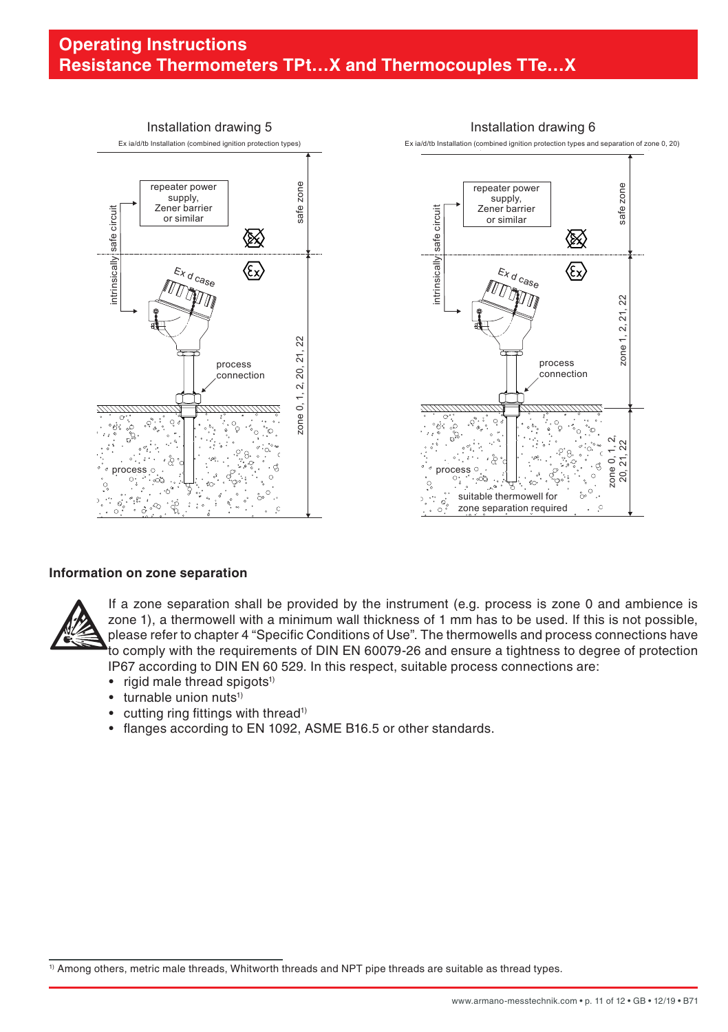Installation drawing 5

Ex ia/d/tb Installation (combined ignition protection types)

repeater power supply, Zener barrier or similar

intrinsically safe circuit

safe zone

Ex d case

process connection

zone 0, 1, 2, 20, 21, 22

process

Installation drawing 6

Ex ia/d/tb Installation (combined ignition protection types and separation of zone 0, 20)

repeater power supply, Zener barrier or similar

intrinsically safe circuit

safe zone

Ex d case

process connection

zone 1, 2, 21, 22

zone 0, 1, 2, 20, 21, 22

process

suitable thermowell for zone separation required

## Information on zone separation

If a zone separation shall be provided by the instrument (e.g. process is zone 0 and ambience is zone 1), a thermowell with a minimum wall thickness of 1 mm has to be used. If this is not possible, please refer to chapter 4 "Specific Conditions of Use". The thermowells and process connections have to comply with the requirements of DIN EN 60079-26 and ensure a tightness to degree of protection IP67 according to DIN EN 60 529. In this respect, suitable process connections are:

- rigid male thread spigots[1]
- turnable union nuts[1]
- cutting ring fittings with thread[1]
- flanges according to EN 1092, ASME B16.5 or other standards.

[1] Among others, metric male threads, Whitworth threads and NPT pipe threads are suitable as thread types.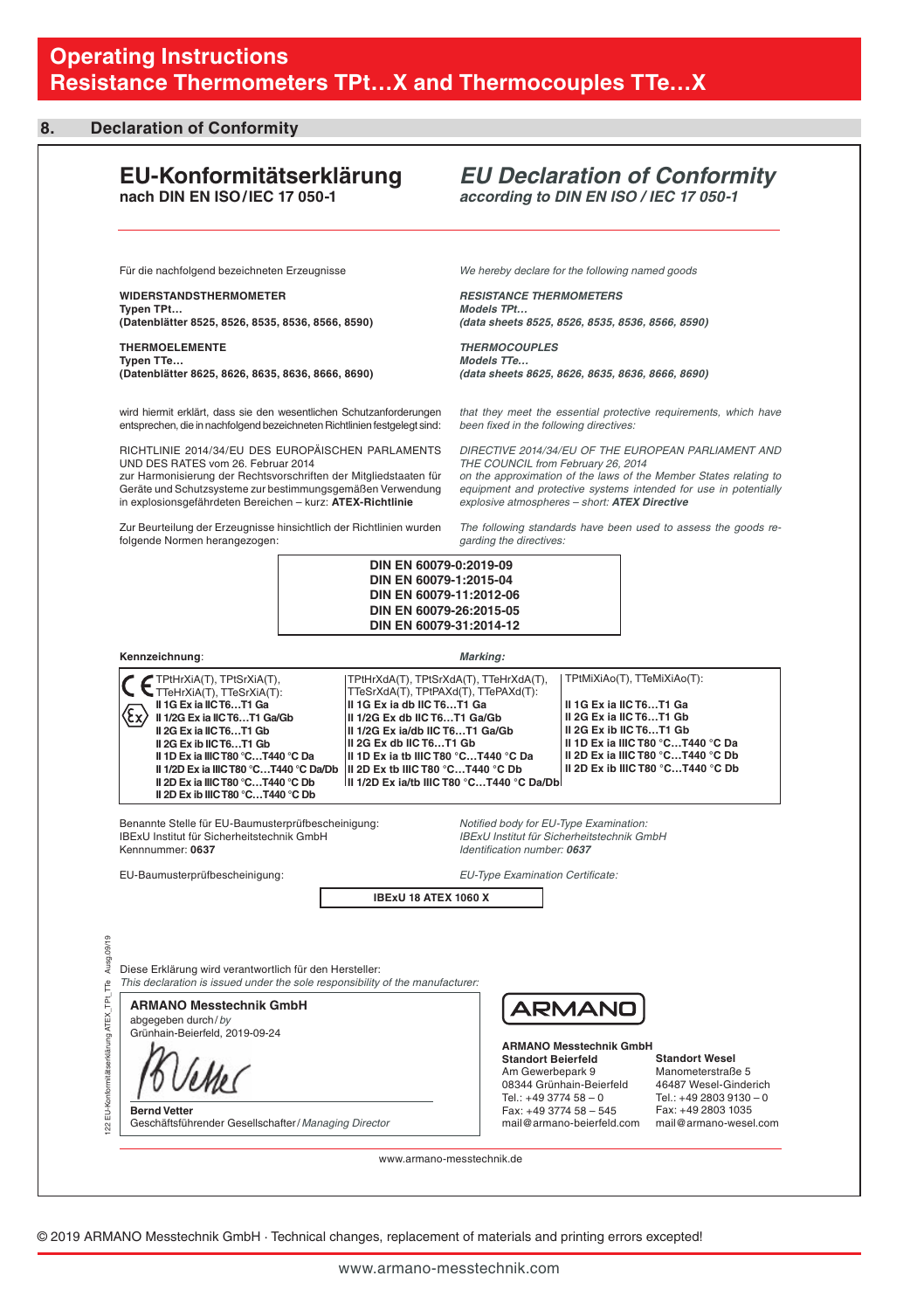# Operating Instructions
# Resistance Thermometers TPt…X and Thermocouples TTe…X

## 8. Declaration of Conformity

## EU-Konformitätserklärung
**nach DIN EN ISO/IEC 17 050-1**

## *EU Declaration of Conformity*
***according to DIN EN ISO / IEC 17 050-1***

Für die nachfolgend bezeichneten Erzeugnisse

*We hereby declare for the following named goods*

**WIDERSTANDSTHERMOMETER**
**Typen TPt…**
**(Datenblätter 8525, 8526, 8535, 8536, 8566, 8590)**

***RESISTANCE THERMOMETERS***
***Models TPt…***
***(data sheets 8525, 8526, 8535, 8536, 8566, 8590)***

**THERMOELEMENTE**
**Typen TTe…**
**(Datenblätter 8625, 8626, 8635, 8636, 8666, 8690)**

***THERMOCOUPLES***
***Models TTe…***
***(data sheets 8625, 8626, 8635, 8636, 8666, 8690)***

wird hiermit erklärt, dass sie den wesentlichen Schutzanforderungen entsprechen, die in nachfolgend bezeichneten Richtlinien festgelegt sind:

*that they meet the essential protective requirements, which have been fixed in the following directives:*

RICHTLINIE 2014/34/EU DES EUROPÄISCHEN PARLAMENTS UND DES RATES vom 26. Februar 2014
zur Harmonisierung der Rechtsvorschriften der Mitgliedstaaten für Geräte und Schutzsysteme zur bestimmungsgemäßen Verwendung in explosionsgefährdeten Bereichen – kurz: **ATEX-Richtlinie**

*DIRECTIVE 2014/34/EU OF THE EUROPEAN PARLIAMENT AND THE COUNCIL from February 26, 2014*
*on the approximation of the laws of the Member States relating to equipment and protective systems intended for use in potentially explosive atmospheres – short:* ***ATEX Directive***

Zur Beurteilung der Erzeugnisse hinsichtlich der Richtlinien wurden folgende Normen herangezogen:

*The following standards have been used to assess the goods regarding the directives:*

**DIN EN 60079-0:2019-09**
**DIN EN 60079-1:2015-04**
**DIN EN 60079-11:2012-06**
**DIN EN 60079-26:2015-05**
**DIN EN 60079-31:2014-12**

**Kennzeichnung**: ***Marking:***

| TPtHrXiA(T), TPtSrXiA(T), TTeHrXiA(T), TTeSrXiA(T): | TPtHrXdA(T), TPtSrXdA(T), TTeHrXdA(T), TTeSrXdA(T), TPtPAXd(T), TTePAXd(T): | TPtMiXiAo(T), TTeMiXiAo(T): |
|---|---|---|
| **II 1G Ex ia IIC T6…T1 Ga** | **II 1G Ex ia db IIC T6…T1 Ga** | **II 1G Ex ia IIC T6…T1 Ga** |
| **II 1/2G Ex ia IIC T6…T1 Ga/Gb** | **II 1/2G Ex db IIC T6…T1 Ga/Gb** | **II 2G Ex ia IIC T6…T1 Gb** |
| **II 2G Ex ia IIC T6…T1 Gb** | **II 1/2G Ex ia/db IIC T6…T1 Ga/Gb** | **II 2G Ex ib IIC T6…T1 Gb** |
| **II 2G Ex ib IIC T6…T1 Gb** | **II 2G Ex db IIC T6…T1 Gb** | **II 1D Ex ia IIIC T80 °C…T440 °C Da** |
| **II 1D Ex ia IIIC T80 °C…T440 °C Da** | **II 1D Ex ia tb IIIC T80 °C…T440 °C Da** | **II 2D Ex ia IIIC T80 °C…T440 °C Db** |
| **II 1/2D Ex ia IIIC T80 °C…T440 °C Da/Db** | **II 2D Ex tb IIIC T80 °C…T440 °C Db** | **II 2D Ex ib IIIC T80 °C…T440 °C Db** |
| **II 2D Ex ia IIIC T80 °C…T440 °C Db** | **II 1/2D Ex ia/tb IIIC T80 °C…T440 °C Da/Db** | |
| **II 2D Ex ib IIIC T80 °C…T440 °C Db** | | |

Benannte Stelle für EU-Baumusterprüfbescheinigung:
IBExU Institut für Sicherheitstechnik GmbH
Kennnummer: **0637**

*Notified body for EU-Type Examination:*
*IBExU Institut für Sicherheitstechnik GmbH*
*Identification number:* ***0637***

EU-Baumusterprüfbescheinigung:

*EU-Type Examination Certificate:*

**IBExU 18 ATEX 1060 X**

Diese Erklärung wird verantwortlich für den Hersteller:
*This declaration is issued under the sole responsibility of the manufacturer:*

**ARMANO Messtechnik GmbH**
abgegeben durch / *by*
Grünhain-Beierfeld, 2019-09-24

**Bernd Vetter**
Geschäftsführender Gesellschafter / *Managing Director*

ARMANO

**ARMANO Messtechnik GmbH**

**Standort Beierfeld**
Am Gewerbepark 9
08344 Grünhain-Beierfeld
Tel.: +49 3774 58 – 0
Fax: +49 3774 58 – 545
mail@armano-beierfeld.com

**Standort Wesel**
Manometerstraße 5
46487 Wesel-Ginderich
Tel.: +49 2803 9130 – 0
Fax: +49 2803 1035
mail@armano-wesel.com

www.armano-messtechnik.de

122 EU-Konformitätserklärung ATEX_TPt_TTe Ausg.09/19

© 2019 ARMANO Messtechnik GmbH · Technical changes, replacement of materials and printing errors excepted!